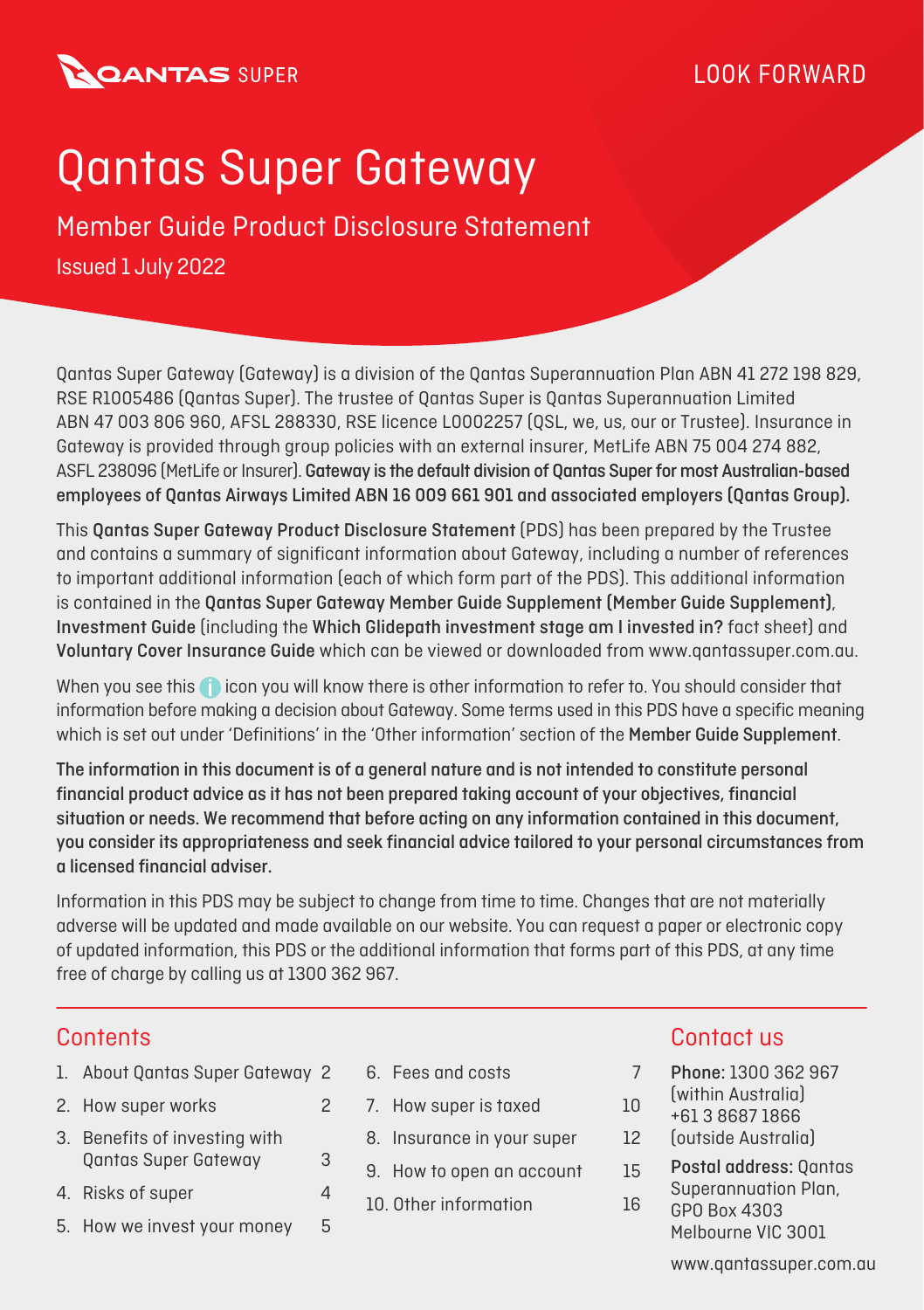QANTAS SUPER

LOOK FORWARD

# Qantas Super Gateway

## Member Guide Product Disclosure Statement

Issued 1 July 2022

Qantas Super Gateway (Gateway) is a division of the Qantas Superannuation Plan ABN 41 272 198 829, RSE R1005486 (Qantas Super). The trustee of Qantas Super is Qantas Superannuation Limited ABN 47 003 806 960, AFSL 288330, RSE licence L0002257 (QSL, we, us, our or Trustee). Insurance in Gateway is provided through group policies with an external insurer, MetLife ABN 75 004 274 882, ASFL 238096 (MetLife or Insurer). **Gateway is the default division of Qantas Super for most Australian-based employees of Qantas Airways Limited ABN 16 009 661 901 and associated employers (Qantas Group).**

This **Qantas Super Gateway Product Disclosure Statement** (PDS) has been prepared by the Trustee and contains a summary of significant information about Gateway, including a number of references to important additional information (each of which form part of the PDS). This additional information is contained in the **Qantas Super Gateway Member Guide Supplement (Member Guide Supplement)**, **Investment Guide** (including the **Which Glidepath investment stage am I invested in?** fact sheet) and **Voluntary Cover Insurance Guide** which can be viewed or downloaded from www.qantassuper.com.au.

When you see this ⓘ icon you will know there is other information to refer to. You should consider that information before making a decision about Gateway. Some terms used in this PDS have a specific meaning which is set out under 'Definitions' in the 'Other information' section of the **Member Guide Supplement**.

**The information in this document is of a general nature and is not intended to constitute personal financial product advice as it has not been prepared taking account of your objectives, financial situation or needs. We recommend that before acting on any information contained in this document, you consider its appropriateness and seek financial advice tailored to your personal circumstances from a licensed financial adviser.**

Information in this PDS may be subject to change from time to time. Changes that are not materially adverse will be updated and made available on our website. You can request a paper or electronic copy of updated information, this PDS or the additional information that forms part of this PDS, at any time free of charge by calling us at 1300 362 967.

## Contents

1. About Qantas Super Gateway 2
2. How super works 2
3. Benefits of investing with Qantas Super Gateway 3
4. Risks of super 4
5. How we invest your money 5
6. Fees and costs 7
7. How super is taxed 10
8. Insurance in your super 12
9. How to open an account 15
10. Other information 16

## Contact us

**Phone:** 1300 362 967 (within Australia)
+61 3 8687 1866 (outside Australia)

**Postal address:** Qantas Superannuation Plan, GPO Box 4303 Melbourne VIC 3001

www.qantassuper.com.au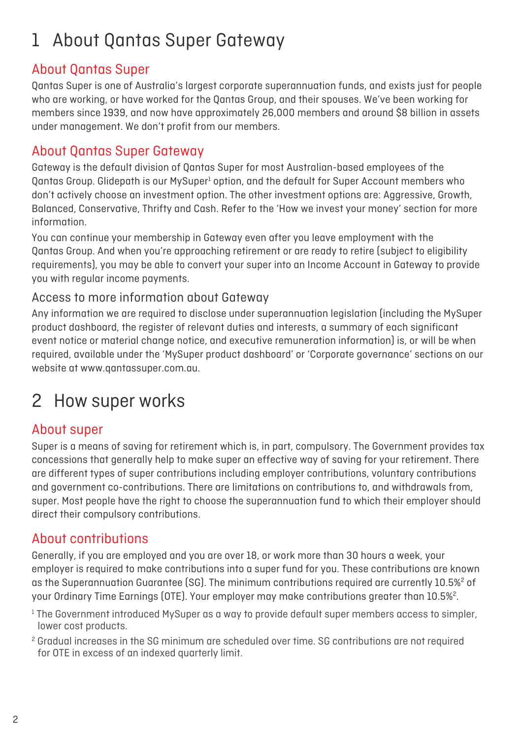# 1 About Qantas Super Gateway

## About Qantas Super

Qantas Super is one of Australia's largest corporate superannuation funds, and exists just for people who are working, or have worked for the Qantas Group, and their spouses. We've been working for members since 1939, and now have approximately 26,000 members and around $8 billion in assets under management. We don't profit from our members.

## About Qantas Super Gateway

Gateway is the default division of Qantas Super for most Australian-based employees of the Qantas Group. Glidepath is our MySuper[1] option, and the default for Super Account members who don't actively choose an investment option. The other investment options are: Aggressive, Growth, Balanced, Conservative, Thrifty and Cash. Refer to the 'How we invest your money' section for more information.

You can continue your membership in Gateway even after you leave employment with the Qantas Group. And when you're approaching retirement or are ready to retire (subject to eligibility requirements), you may be able to convert your super into an Income Account in Gateway to provide you with regular income payments.

### Access to more information about Gateway

Any information we are required to disclose under superannuation legislation (including the MySuper product dashboard, the register of relevant duties and interests, a summary of each significant event notice or material change notice, and executive remuneration information) is, or will be when required, available under the 'MySuper product dashboard' or 'Corporate governance' sections on our website at www.qantassuper.com.au.

# 2 How super works

## About super

Super is a means of saving for retirement which is, in part, compulsory. The Government provides tax concessions that generally help to make super an effective way of saving for your retirement. There are different types of super contributions including employer contributions, voluntary contributions and government co-contributions. There are limitations on contributions to, and withdrawals from, super. Most people have the right to choose the superannuation fund to which their employer should direct their compulsory contributions.

## About contributions

Generally, if you are employed and you are over 18, or work more than 30 hours a week, your employer is required to make contributions into a super fund for you. These contributions are known as the Superannuation Guarantee (SG). The minimum contributions required are currently 10.5%[2] of your Ordinary Time Earnings (OTE). Your employer may make contributions greater than 10.5%[2].

[1] The Government introduced MySuper as a way to provide default super members access to simpler, lower cost products.

[2] Gradual increases in the SG minimum are scheduled over time. SG contributions are not required for OTE in excess of an indexed quarterly limit.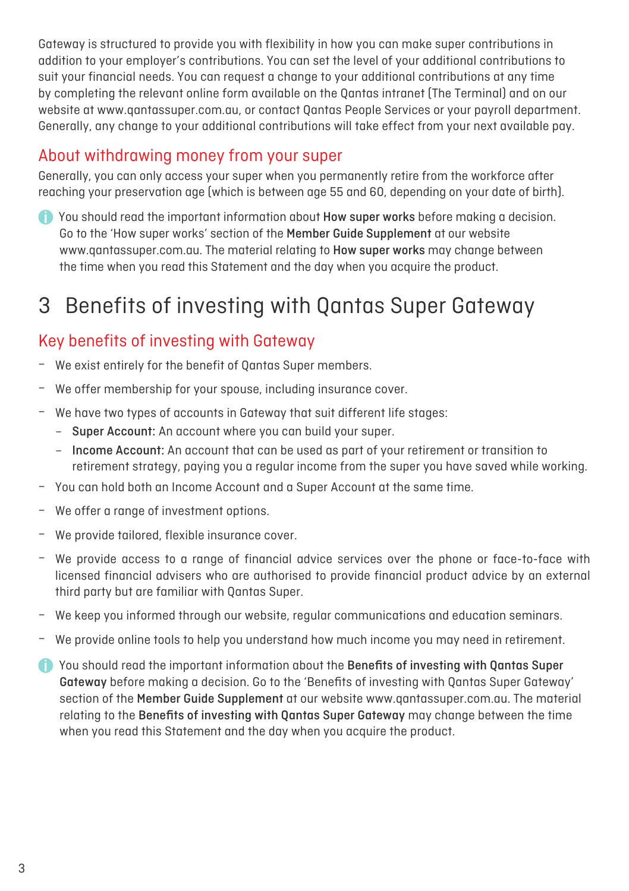Gateway is structured to provide you with flexibility in how you can make super contributions in addition to your employer's contributions. You can set the level of your additional contributions to suit your financial needs. You can request a change to your additional contributions at any time by completing the relevant online form available on the Qantas intranet (The Terminal) and on our website at www.qantassuper.com.au, or contact Qantas People Services or your payroll department. Generally, any change to your additional contributions will take effect from your next available pay.

## About withdrawing money from your super

Generally, you can only access your super when you permanently retire from the workforce after reaching your preservation age (which is between age 55 and 60, depending on your date of birth).

You should read the important information about **How super works** before making a decision. Go to the 'How super works' section of the **Member Guide Supplement** at our website www.qantassuper.com.au. The material relating to **How super works** may change between the time when you read this Statement and the day when you acquire the product.

# 3 Benefits of investing with Qantas Super Gateway

## Key benefits of investing with Gateway

- We exist entirely for the benefit of Qantas Super members.
- We offer membership for your spouse, including insurance cover.
- We have two types of accounts in Gateway that suit different life stages:
  - **Super Account:** An account where you can build your super.
  - **Income Account:** An account that can be used as part of your retirement or transition to retirement strategy, paying you a regular income from the super you have saved while working.
- You can hold both an Income Account and a Super Account at the same time.
- We offer a range of investment options.
- We provide tailored, flexible insurance cover.
- We provide access to a range of financial advice services over the phone or face-to-face with licensed financial advisers who are authorised to provide financial product advice by an external third party but are familiar with Qantas Super.
- We keep you informed through our website, regular communications and education seminars.
- We provide online tools to help you understand how much income you may need in retirement.

You should read the important information about the **Benefits of investing with Qantas Super Gateway** before making a decision. Go to the 'Benefits of investing with Qantas Super Gateway' section of the **Member Guide Supplement** at our website www.qantassuper.com.au. The material relating to the **Benefits of investing with Qantas Super Gateway** may change between the time when you read this Statement and the day when you acquire the product.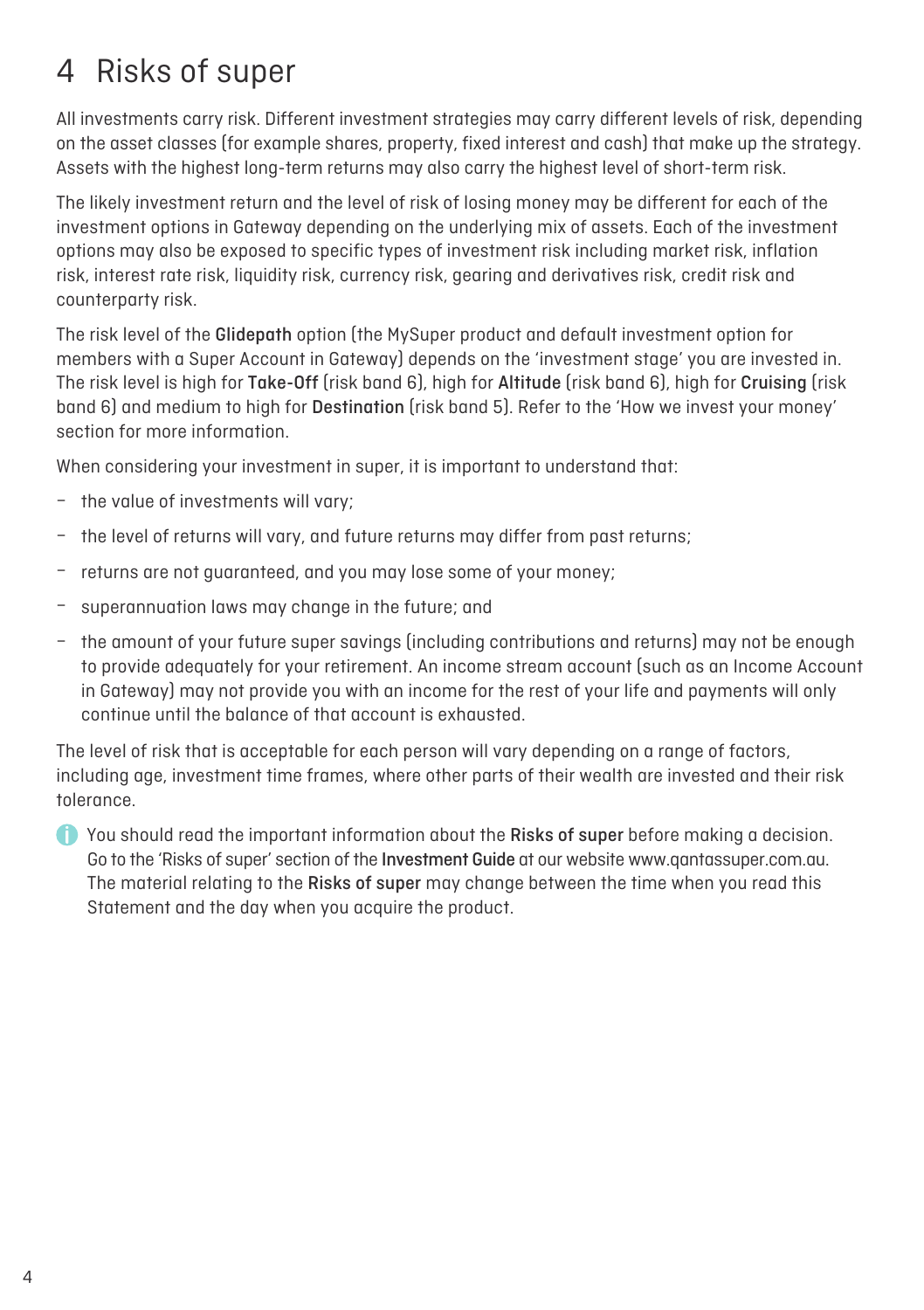# 4 Risks of super

All investments carry risk. Different investment strategies may carry different levels of risk, depending on the asset classes (for example shares, property, fixed interest and cash) that make up the strategy. Assets with the highest long-term returns may also carry the highest level of short-term risk.

The likely investment return and the level of risk of losing money may be different for each of the investment options in Gateway depending on the underlying mix of assets. Each of the investment options may also be exposed to specific types of investment risk including market risk, inflation risk, interest rate risk, liquidity risk, currency risk, gearing and derivatives risk, credit risk and counterparty risk.

The risk level of the **Glidepath** option (the MySuper product and default investment option for members with a Super Account in Gateway) depends on the 'investment stage' you are invested in. The risk level is high for **Take-Off** (risk band 6), high for **Altitude** (risk band 6), high for **Cruising** (risk band 6) and medium to high for **Destination** (risk band 5). Refer to the 'How we invest your money' section for more information.

When considering your investment in super, it is important to understand that:

- the value of investments will vary;
- the level of returns will vary, and future returns may differ from past returns;
- returns are not guaranteed, and you may lose some of your money;
- superannuation laws may change in the future; and
- the amount of your future super savings (including contributions and returns) may not be enough to provide adequately for your retirement. An income stream account (such as an Income Account in Gateway) may not provide you with an income for the rest of your life and payments will only continue until the balance of that account is exhausted.

The level of risk that is acceptable for each person will vary depending on a range of factors, including age, investment time frames, where other parts of their wealth are invested and their risk tolerance.

You should read the important information about the **Risks of super** before making a decision. Go to the 'Risks of super' section of the **Investment Guide** at our website www.qantassuper.com.au. The material relating to the **Risks of super** may change between the time when you read this Statement and the day when you acquire the product.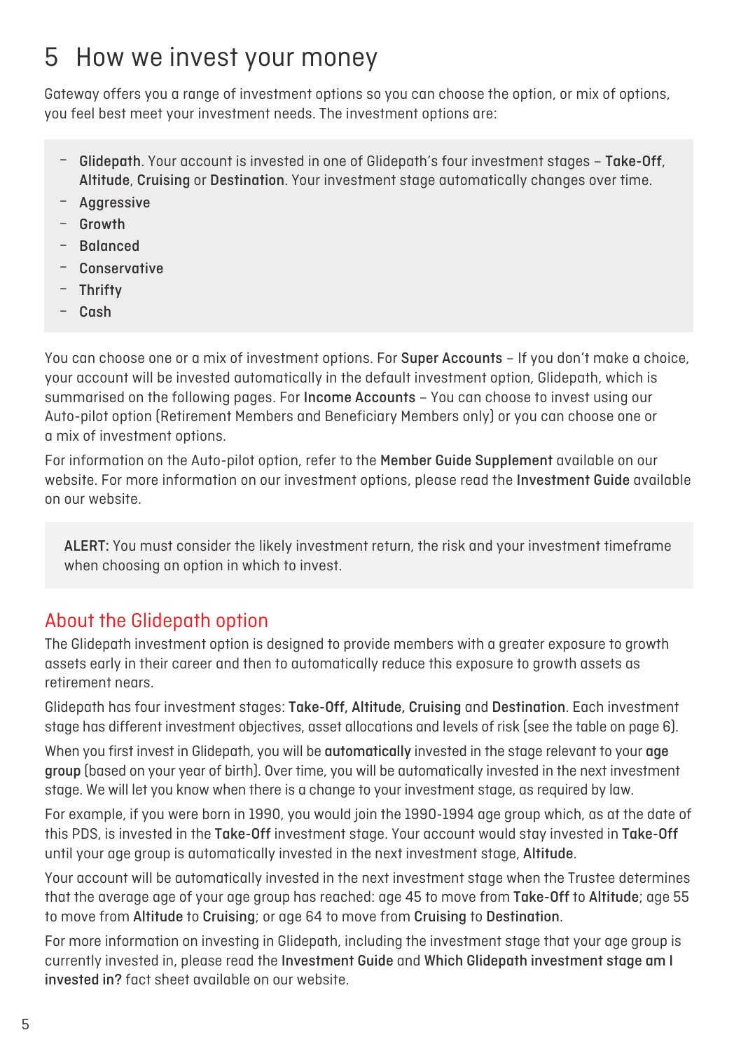# 5 How we invest your money

Gateway offers you a range of investment options so you can choose the option, or mix of options, you feel best meet your investment needs. The investment options are:

- **Glidepath**. Your account is invested in one of Glidepath's four investment stages – **Take-Off**, **Altitude**, **Cruising** or **Destination**. Your investment stage automatically changes over time.
- **Aggressive**
- **Growth**
- **Balanced**
- **Conservative**
- **Thrifty**
- **Cash**

You can choose one or a mix of investment options. For **Super Accounts** – If you don't make a choice, your account will be invested automatically in the default investment option, Glidepath, which is summarised on the following pages. For **Income Accounts** – You can choose to invest using our Auto-pilot option (Retirement Members and Beneficiary Members only) or you can choose one or a mix of investment options.

For information on the Auto-pilot option, refer to the **Member Guide Supplement** available on our website. For more information on our investment options, please read the **Investment Guide** available on our website.

> **ALERT:** You must consider the likely investment return, the risk and your investment timeframe when choosing an option in which to invest.

## About the Glidepath option

The Glidepath investment option is designed to provide members with a greater exposure to growth assets early in their career and then to automatically reduce this exposure to growth assets as retirement nears.

Glidepath has four investment stages: **Take-Off, Altitude, Cruising** and **Destination**. Each investment stage has different investment objectives, asset allocations and levels of risk (see the table on page 6).

When you first invest in Glidepath, you will be **automatically** invested in the stage relevant to your **age group** (based on your year of birth). Over time, you will be automatically invested in the next investment stage. We will let you know when there is a change to your investment stage, as required by law.

For example, if you were born in 1990, you would join the 1990-1994 age group which, as at the date of this PDS, is invested in the **Take-Off** investment stage. Your account would stay invested in **Take-Off** until your age group is automatically invested in the next investment stage, **Altitude**.

Your account will be automatically invested in the next investment stage when the Trustee determines that the average age of your age group has reached: age 45 to move from **Take-Off** to **Altitude**; age 55 to move from **Altitude** to **Cruising**; or age 64 to move from **Cruising** to **Destination**.

For more information on investing in Glidepath, including the investment stage that your age group is currently invested in, please read the **Investment Guide** and **Which Glidepath investment stage am I invested in?** fact sheet available on our website.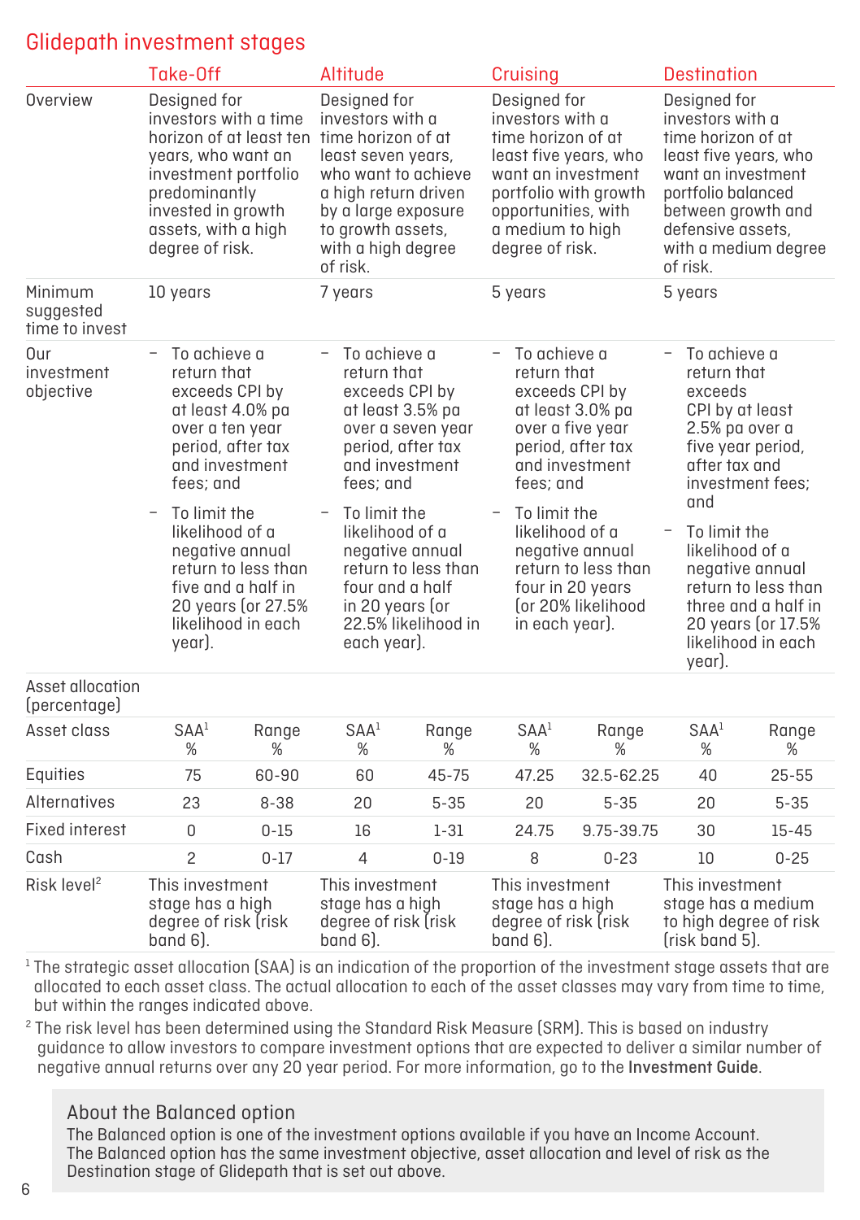## Glidepath investment stages

| | Take-Off | | Altitude | | Cruising | | Destination | |
|---|---|---|---|---|---|---|---|---|
| Overview | Designed for investors with a time horizon of at least ten years, who want an investment portfolio predominantly invested in growth assets, with a high degree of risk. | | Designed for investors with a time horizon of at least seven years, who want to achieve a high return driven by a large exposure to growth assets, with a high degree of risk. | | Designed for investors with a time horizon of at least five years, who want an investment portfolio with growth opportunities, with a medium to high degree of risk. | | Designed for investors with a time horizon of at least five years, who want an investment portfolio balanced between growth and defensive assets, with a medium degree of risk. | |
| Minimum suggested time to invest | 10 years | | 7 years | | 5 years | | 5 years | |
| Our investment objective | – To achieve a return that exceeds CPI by at least 4.0% pa over a ten year period, after tax and investment fees; and<br>– To limit the likelihood of a negative annual return to less than five and a half in 20 years (or 27.5% likelihood in each year). | | – To achieve a return that exceeds CPI by at least 3.5% pa over a seven year period, after tax and investment fees; and<br>– To limit the likelihood of a negative annual return to less than four and a half in 20 years (or 22.5% likelihood in each year). | | – To achieve a return that exceeds CPI by at least 3.0% pa over a five year period, after tax and investment fees; and<br>– To limit the likelihood of a negative annual return to less than four in 20 years (or 20% likelihood in each year). | | – To achieve a return that exceeds CPI by at least 2.5% pa over a five year period, after tax and investment fees; and<br>– To limit the likelihood of a negative annual return to less than three and a half in 20 years (or 17.5% likelihood in each year). | |
| Asset allocation (percentage) | | | | | | | | |
| Asset class | SAA[1] % | Range % | SAA[1] % | Range % | SAA[1] % | Range % | SAA[1] % | Range % |
| Equities | 75 | 60-90 | 60 | 45-75 | 47.25 | 32.5-62.25 | 40 | 25-55 |
| Alternatives | 23 | 8-38 | 20 | 5-35 | 20 | 5-35 | 20 | 5-35 |
| Fixed interest | 0 | 0-15 | 16 | 1-31 | 24.75 | 9.75-39.75 | 30 | 15-45 |
| Cash | 2 | 0-17 | 4 | 0-19 | 8 | 0-23 | 10 | 0-25 |
| Risk level[2] | This investment stage has a high degree of risk (risk band 6). | | This investment stage has a high degree of risk (risk band 6). | | This investment stage has a high degree of risk (risk band 6). | | This investment stage has a medium to high degree of risk (risk band 5). | |

[1] The strategic asset allocation (SAA) is an indication of the proportion of the investment stage assets that are allocated to each asset class. The actual allocation to each of the asset classes may vary from time to time, but within the ranges indicated above.

[2] The risk level has been determined using the Standard Risk Measure (SRM). This is based on industry guidance to allow investors to compare investment options that are expected to deliver a similar number of negative annual returns over any 20 year period. For more information, go to the **Investment Guide**.

### About the Balanced option

The Balanced option is one of the investment options available if you have an Income Account. The Balanced option has the same investment objective, asset allocation and level of risk as the Destination stage of Glidepath that is set out above.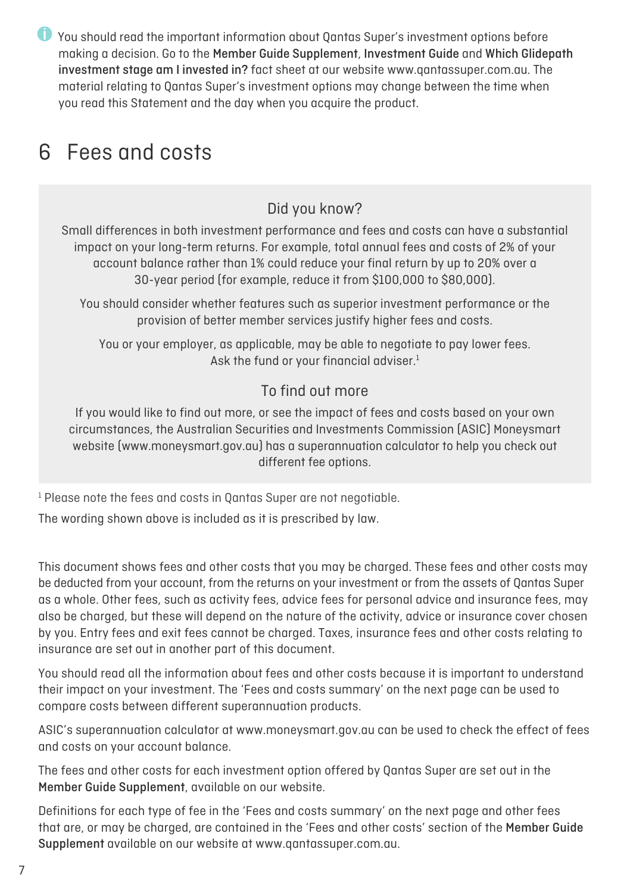You should read the important information about Qantas Super's investment options before making a decision. Go to the **Member Guide Supplement**, **Investment Guide** and **Which Glidepath investment stage am I invested in?** fact sheet at our website www.qantassuper.com.au. The material relating to Qantas Super's investment options may change between the time when you read this Statement and the day when you acquire the product.

# 6 Fees and costs

### Did you know?

Small differences in both investment performance and fees and costs can have a substantial impact on your long-term returns. For example, total annual fees and costs of 2% of your account balance rather than 1% could reduce your final return by up to 20% over a 30-year period (for example, reduce it from $100,000 to $80,000).

You should consider whether features such as superior investment performance or the provision of better member services justify higher fees and costs.

You or your employer, as applicable, may be able to negotiate to pay lower fees. Ask the fund or your financial adviser.[1]

### To find out more

If you would like to find out more, or see the impact of fees and costs based on your own circumstances, the Australian Securities and Investments Commission (ASIC) Moneysmart website (www.moneysmart.gov.au) has a superannuation calculator to help you check out different fee options.

[1] Please note the fees and costs in Qantas Super are not negotiable.

The wording shown above is included as it is prescribed by law.

This document shows fees and other costs that you may be charged. These fees and other costs may be deducted from your account, from the returns on your investment or from the assets of Qantas Super as a whole. Other fees, such as activity fees, advice fees for personal advice and insurance fees, may also be charged, but these will depend on the nature of the activity, advice or insurance cover chosen by you. Entry fees and exit fees cannot be charged. Taxes, insurance fees and other costs relating to insurance are set out in another part of this document.

You should read all the information about fees and other costs because it is important to understand their impact on your investment. The 'Fees and costs summary' on the next page can be used to compare costs between different superannuation products.

ASIC's superannuation calculator at www.moneysmart.gov.au can be used to check the effect of fees and costs on your account balance.

The fees and other costs for each investment option offered by Qantas Super are set out in the **Member Guide Supplement**, available on our website.

Definitions for each type of fee in the 'Fees and costs summary' on the next page and other fees that are, or may be charged, are contained in the 'Fees and other costs' section of the **Member Guide Supplement** available on our website at www.qantassuper.com.au.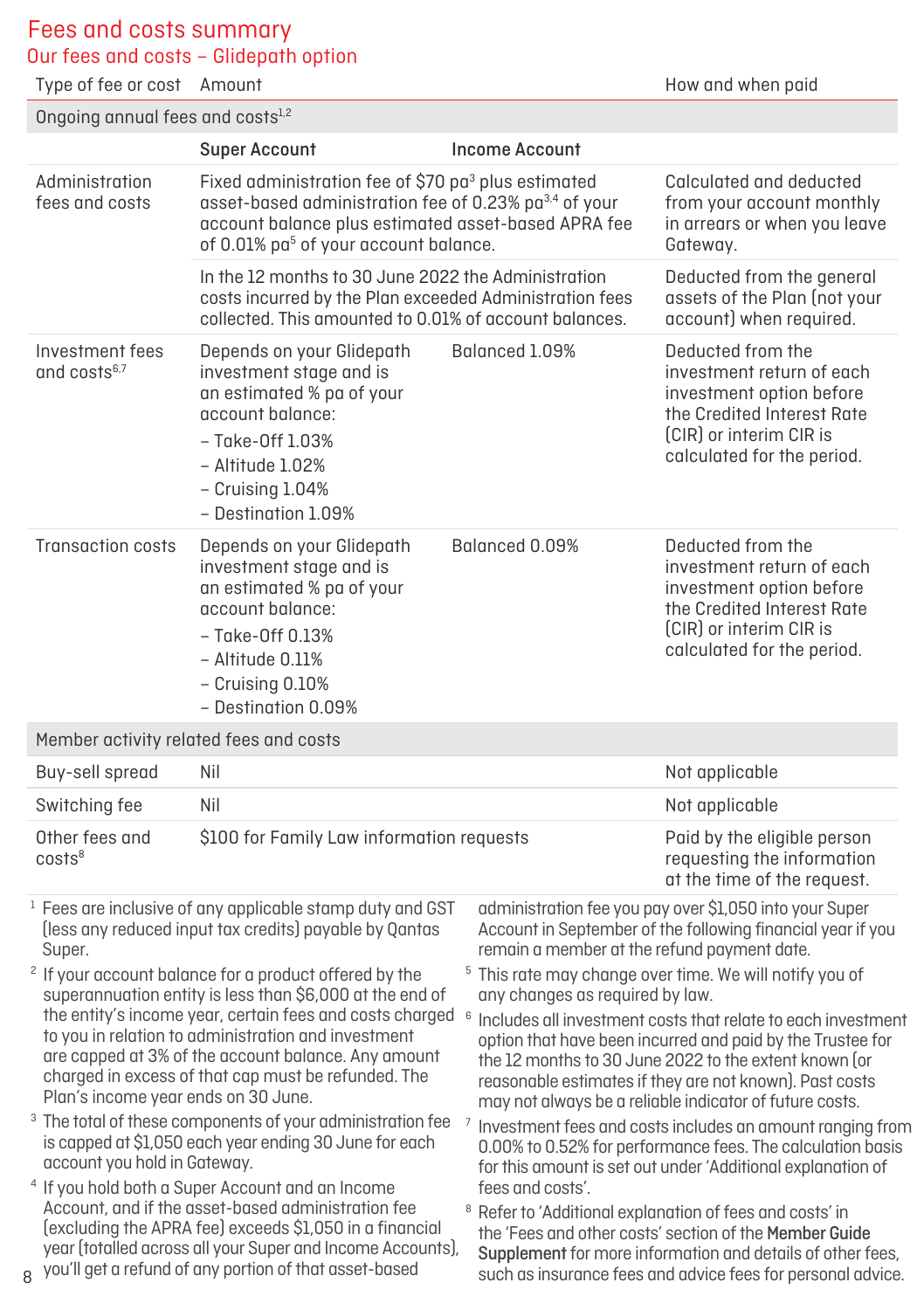# Fees and costs summary

## Our fees and costs – Glidepath option

| Type of fee or cost | Amount | | How and when paid |
|---|---|---|---|
| **Ongoing annual fees and costs**[1,2] | | | |
| | **Super Account** | **Income Account** | |
| Administration fees and costs | Fixed administration fee of $70 pa[3] plus estimated asset-based administration fee of 0.23% pa[3,4] of your account balance plus estimated asset-based APRA fee of 0.01% pa[5] of your account balance. | | Calculated and deducted from your account monthly in arrears or when you leave Gateway. |
| | In the 12 months to 30 June 2022 the Administration costs incurred by the Plan exceeded Administration fees collected. This amounted to 0.01% of account balances. | | Deducted from the general assets of the Plan (not your account) when required. |
| Investment fees and costs[6,7] | Depends on your Glidepath investment stage and is an estimated % pa of your account balance:<br>– Take-Off 1.03%<br>– Altitude 1.02%<br>– Cruising 1.04%<br>– Destination 1.09% | Balanced 1.09% | Deducted from the investment return of each investment option before the Credited Interest Rate (CIR) or interim CIR is calculated for the period. |
| Transaction costs | Depends on your Glidepath investment stage and is an estimated % pa of your account balance:<br>– Take-Off 0.13%<br>– Altitude 0.11%<br>– Cruising 0.10%<br>– Destination 0.09% | Balanced 0.09% | Deducted from the investment return of each investment option before the Credited Interest Rate (CIR) or interim CIR is calculated for the period. |
| **Member activity related fees and costs** | | | |
| Buy-sell spread | Nil | | Not applicable |
| Switching fee | Nil | | Not applicable |
| Other fees and costs[8] | $100 for Family Law information requests | | Paid by the eligible person requesting the information at the time of the request. |

1. Fees are inclusive of any applicable stamp duty and GST (less any reduced input tax credits) payable by Qantas Super.
2. If your account balance for a product offered by the superannuation entity is less than $6,000 at the end of the entity's income year, certain fees and costs charged to you in relation to administration and investment are capped at 3% of the account balance. Any amount charged in excess of that cap must be refunded. The Plan's income year ends on 30 June.
3. The total of these components of your administration fee is capped at $1,050 each year ending 30 June for each account you hold in Gateway.
4. If you hold both a Super Account and an Income Account, and if the asset-based administration fee (excluding the APRA fee) exceeds $1,050 in a financial year (totalled across all your Super and Income Accounts), you'll get a refund of any portion of that asset-based administration fee you pay over $1,050 into your Super Account in September of the following financial year if you remain a member at the refund payment date.
5. This rate may change over time. We will notify you of any changes as required by law.
6. Includes all investment costs that relate to each investment option that have been incurred and paid by the Trustee for the 12 months to 30 June 2022 to the extent known (or reasonable estimates if they are not known). Past costs may not always be a reliable indicator of future costs.
7. Investment fees and costs includes an amount ranging from 0.00% to 0.52% for performance fees. The calculation basis for this amount is set out under 'Additional explanation of fees and costs'.
8. Refer to 'Additional explanation of fees and costs' in the 'Fees and other costs' section of the **Member Guide Supplement** for more information and details of other fees, such as insurance fees and advice fees for personal advice.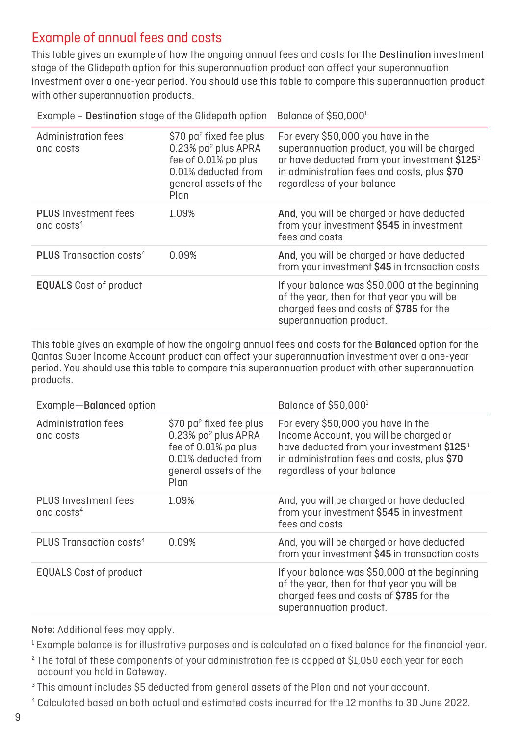## Example of annual fees and costs

This table gives an example of how the ongoing annual fees and costs for the **Destination** investment stage of the Glidepath option for this superannuation product can affect your superannuation investment over a one-year period. You should use this table to compare this superannuation product with other superannuation products.

| Example – **Destination** stage of the Glidepath option | | Balance of $50,000[1] |
|---|---|---|
| Administration fees and costs | $70 pa[2] fixed fee plus 0.23% pa[2] plus APRA fee of 0.01% pa plus 0.01% deducted from general assets of the Plan | For every $50,000 you have in the superannuation product, you will be charged or have deducted from your investment **$125**[3] in administration fees and costs, plus **$70** regardless of your balance |
| **PLUS** Investment fees and costs[4] | 1.09% | **And**, you will be charged or have deducted from your investment **$545** in investment fees and costs |
| **PLUS** Transaction costs[4] | 0.09% | **And**, you will be charged or have deducted from your investment **$45** in transaction costs |
| **EQUALS** Cost of product | | If your balance was $50,000 at the beginning of the year, then for that year you will be charged fees and costs of **$785** for the superannuation product. |

This table gives an example of how the ongoing annual fees and costs for the **Balanced** option for the Qantas Super Income Account product can affect your superannuation investment over a one-year period. You should use this table to compare this superannuation product with other superannuation products.

| Example—**Balanced** option | | Balance of $50,000[1] |
|---|---|---|
| Administration fees and costs | $70 pa[2] fixed fee plus 0.23% pa[2] plus APRA fee of 0.01% pa plus 0.01% deducted from general assets of the Plan | For every $50,000 you have in the Income Account, you will be charged or have deducted from your investment **$125**[3] in administration fees and costs, plus **$70** regardless of your balance |
| PLUS Investment fees and costs[4] | 1.09% | And, you will be charged or have deducted from your investment **$545** in investment fees and costs |
| PLUS Transaction costs[4] | 0.09% | And, you will be charged or have deducted from your investment **$45** in transaction costs |
| EQUALS Cost of product | | If your balance was $50,000 at the beginning of the year, then for that year you will be charged fees and costs of **$785** for the superannuation product. |

**Note:** Additional fees may apply.

[1] Example balance is for illustrative purposes and is calculated on a fixed balance for the financial year.

[2] The total of these components of your administration fee is capped at $1,050 each year for each account you hold in Gateway.

[3] This amount includes $5 deducted from general assets of the Plan and not your account.

[4] Calculated based on both actual and estimated costs incurred for the 12 months to 30 June 2022.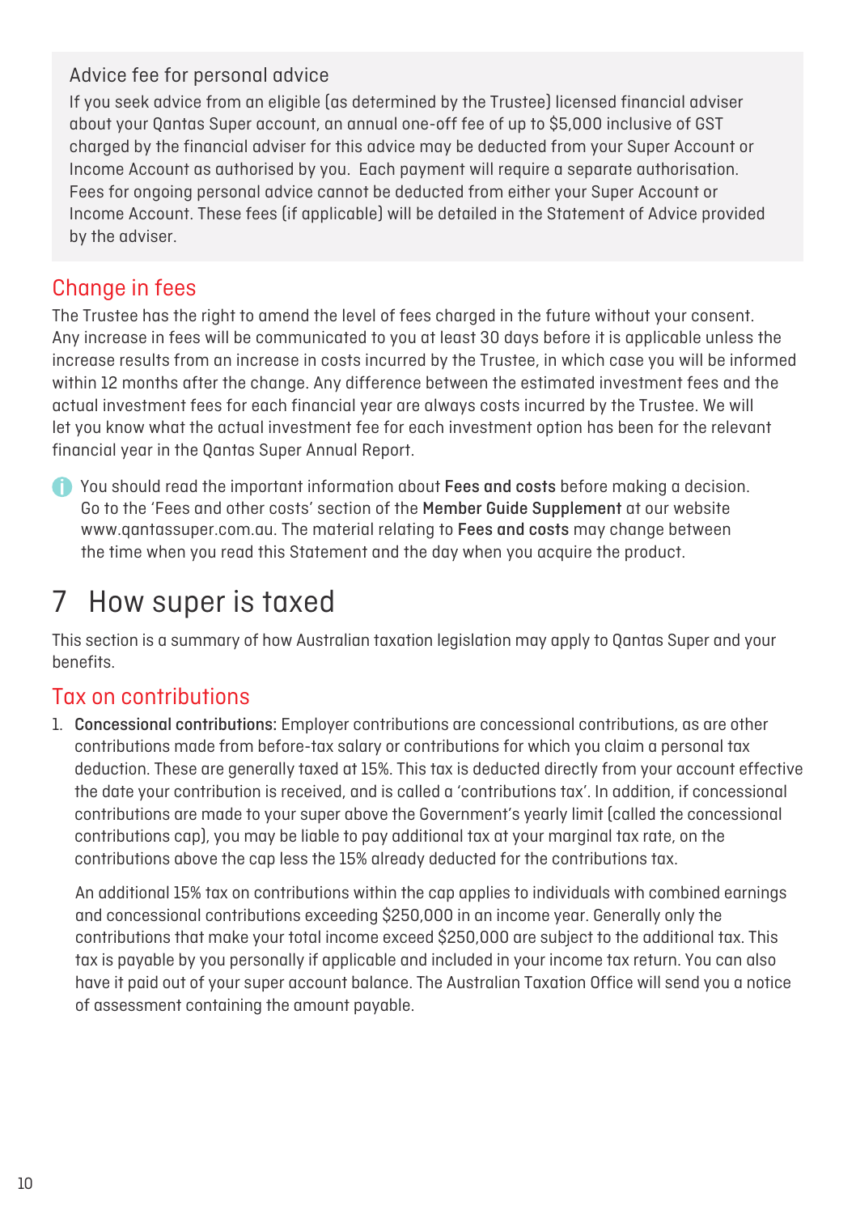### Advice fee for personal advice

If you seek advice from an eligible (as determined by the Trustee) licensed financial adviser about your Qantas Super account, an annual one-off fee of up to $5,000 inclusive of GST charged by the financial adviser for this advice may be deducted from your Super Account or Income Account as authorised by you. Each payment will require a separate authorisation. Fees for ongoing personal advice cannot be deducted from either your Super Account or Income Account. These fees (if applicable) will be detailed in the Statement of Advice provided by the adviser.

## Change in fees

The Trustee has the right to amend the level of fees charged in the future without your consent. Any increase in fees will be communicated to you at least 30 days before it is applicable unless the increase results from an increase in costs incurred by the Trustee, in which case you will be informed within 12 months after the change. Any difference between the estimated investment fees and the actual investment fees for each financial year are always costs incurred by the Trustee. We will let you know what the actual investment fee for each investment option has been for the relevant financial year in the Qantas Super Annual Report.

You should read the important information about **Fees and costs** before making a decision. Go to the 'Fees and other costs' section of the **Member Guide Supplement** at our website www.qantassuper.com.au. The material relating to **Fees and costs** may change between the time when you read this Statement and the day when you acquire the product.

# 7 How super is taxed

This section is a summary of how Australian taxation legislation may apply to Qantas Super and your benefits.

## Tax on contributions

1. **Concessional contributions:** Employer contributions are concessional contributions, as are other contributions made from before-tax salary or contributions for which you claim a personal tax deduction. These are generally taxed at 15%. This tax is deducted directly from your account effective the date your contribution is received, and is called a 'contributions tax'. In addition, if concessional contributions are made to your super above the Government's yearly limit (called the concessional contributions cap), you may be liable to pay additional tax at your marginal tax rate, on the contributions above the cap less the 15% already deducted for the contributions tax.

   An additional 15% tax on contributions within the cap applies to individuals with combined earnings and concessional contributions exceeding $250,000 in an income year. Generally only the contributions that make your total income exceed $250,000 are subject to the additional tax. This tax is payable by you personally if applicable and included in your income tax return. You can also have it paid out of your super account balance. The Australian Taxation Office will send you a notice of assessment containing the amount payable.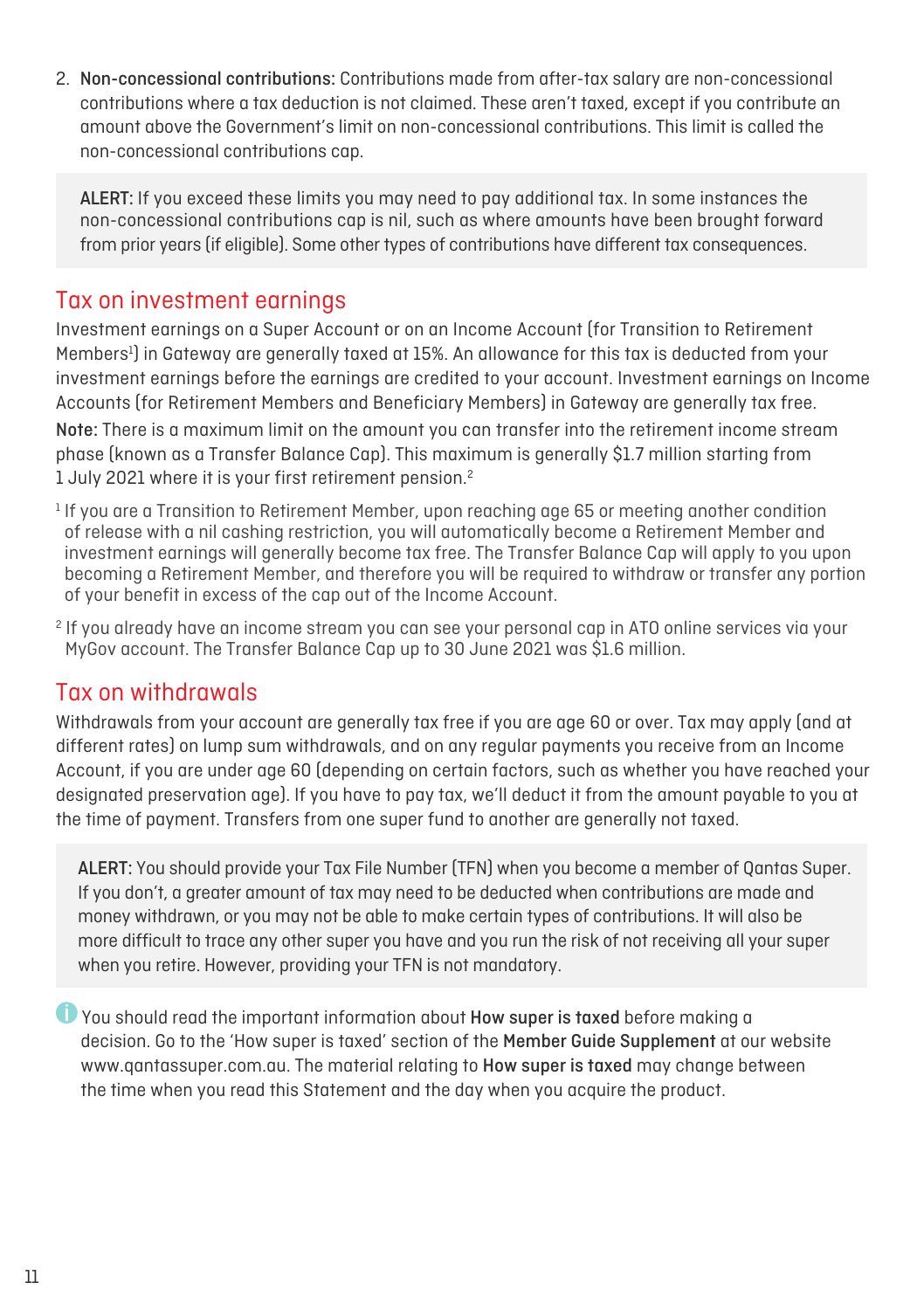2. **Non-concessional contributions:** Contributions made from after-tax salary are non-concessional contributions where a tax deduction is not claimed. These aren't taxed, except if you contribute an amount above the Government's limit on non-concessional contributions. This limit is called the non-concessional contributions cap.

> **ALERT:** If you exceed these limits you may need to pay additional tax. In some instances the non-concessional contributions cap is nil, such as where amounts have been brought forward from prior years (if eligible). Some other types of contributions have different tax consequences.

## Tax on investment earnings

Investment earnings on a Super Account or on an Income Account (for Transition to Retirement Members[1]) in Gateway are generally taxed at 15%. An allowance for this tax is deducted from your investment earnings before the earnings are credited to your account. Investment earnings on Income Accounts (for Retirement Members and Beneficiary Members) in Gateway are generally tax free.

**Note:** There is a maximum limit on the amount you can transfer into the retirement income stream phase (known as a Transfer Balance Cap). This maximum is generally $1.7 million starting from 1 July 2021 where it is your first retirement pension.[2]

[1] If you are a Transition to Retirement Member, upon reaching age 65 or meeting another condition of release with a nil cashing restriction, you will automatically become a Retirement Member and investment earnings will generally become tax free. The Transfer Balance Cap will apply to you upon becoming a Retirement Member, and therefore you will be required to withdraw or transfer any portion of your benefit in excess of the cap out of the Income Account.

[2] If you already have an income stream you can see your personal cap in ATO online services via your MyGov account. The Transfer Balance Cap up to 30 June 2021 was $1.6 million.

## Tax on withdrawals

Withdrawals from your account are generally tax free if you are age 60 or over. Tax may apply (and at different rates) on lump sum withdrawals, and on any regular payments you receive from an Income Account, if you are under age 60 (depending on certain factors, such as whether you have reached your designated preservation age). If you have to pay tax, we'll deduct it from the amount payable to you at the time of payment. Transfers from one super fund to another are generally not taxed.

> **ALERT:** You should provide your Tax File Number (TFN) when you become a member of Qantas Super. If you don't, a greater amount of tax may need to be deducted when contributions are made and money withdrawn, or you may not be able to make certain types of contributions. It will also be more difficult to trace any other super you have and you run the risk of not receiving all your super when you retire. However, providing your TFN is not mandatory.

You should read the important information about **How super is taxed** before making a decision. Go to the 'How super is taxed' section of the **Member Guide Supplement** at our website www.qantassuper.com.au. The material relating to **How super is taxed** may change between the time when you read this Statement and the day when you acquire the product.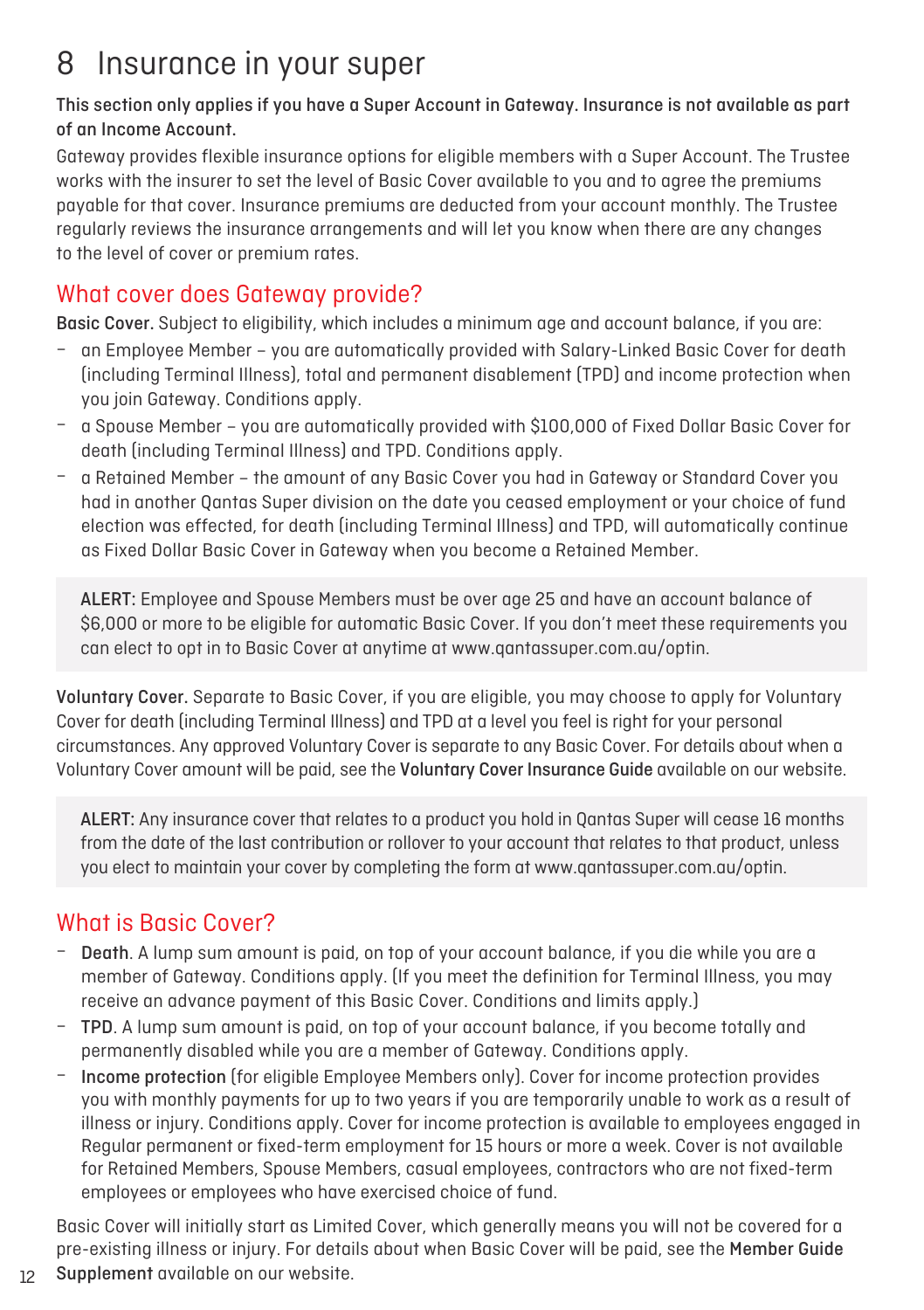# 8 Insurance in your super

**This section only applies if you have a Super Account in Gateway. Insurance is not available as part of an Income Account.**

Gateway provides flexible insurance options for eligible members with a Super Account. The Trustee works with the insurer to set the level of Basic Cover available to you and to agree the premiums payable for that cover. Insurance premiums are deducted from your account monthly. The Trustee regularly reviews the insurance arrangements and will let you know when there are any changes to the level of cover or premium rates.

## What cover does Gateway provide?

**Basic Cover.** Subject to eligibility, which includes a minimum age and account balance, if you are:

- an Employee Member – you are automatically provided with Salary-Linked Basic Cover for death (including Terminal Illness), total and permanent disablement (TPD) and income protection when you join Gateway. Conditions apply.
- a Spouse Member – you are automatically provided with $100,000 of Fixed Dollar Basic Cover for death (including Terminal Illness) and TPD. Conditions apply.
- a Retained Member – the amount of any Basic Cover you had in Gateway or Standard Cover you had in another Qantas Super division on the date you ceased employment or your choice of fund election was effected, for death (including Terminal Illness) and TPD, will automatically continue as Fixed Dollar Basic Cover in Gateway when you become a Retained Member.

> **ALERT:** Employee and Spouse Members must be over age 25 and have an account balance of $6,000 or more to be eligible for automatic Basic Cover. If you don't meet these requirements you can elect to opt in to Basic Cover at anytime at www.qantassuper.com.au/optin.

**Voluntary Cover.** Separate to Basic Cover, if you are eligible, you may choose to apply for Voluntary Cover for death (including Terminal Illness) and TPD at a level you feel is right for your personal circumstances. Any approved Voluntary Cover is separate to any Basic Cover. For details about when a Voluntary Cover amount will be paid, see the **Voluntary Cover Insurance Guide** available on our website.

> **ALERT:** Any insurance cover that relates to a product you hold in Qantas Super will cease 16 months from the date of the last contribution or rollover to your account that relates to that product, unless you elect to maintain your cover by completing the form at www.qantassuper.com.au/optin.

## What is Basic Cover?

- **Death**. A lump sum amount is paid, on top of your account balance, if you die while you are a member of Gateway. Conditions apply. (If you meet the definition for Terminal Illness, you may receive an advance payment of this Basic Cover. Conditions and limits apply.)
- **TPD**. A lump sum amount is paid, on top of your account balance, if you become totally and permanently disabled while you are a member of Gateway. Conditions apply.
- **Income protection** (for eligible Employee Members only). Cover for income protection provides you with monthly payments for up to two years if you are temporarily unable to work as a result of illness or injury. Conditions apply. Cover for income protection is available to employees engaged in Regular permanent or fixed-term employment for 15 hours or more a week. Cover is not available for Retained Members, Spouse Members, casual employees, contractors who are not fixed-term employees or employees who have exercised choice of fund.

Basic Cover will initially start as Limited Cover, which generally means you will not be covered for a pre-existing illness or injury. For details about when Basic Cover will be paid, see the **Member Guide Supplement** available on our website.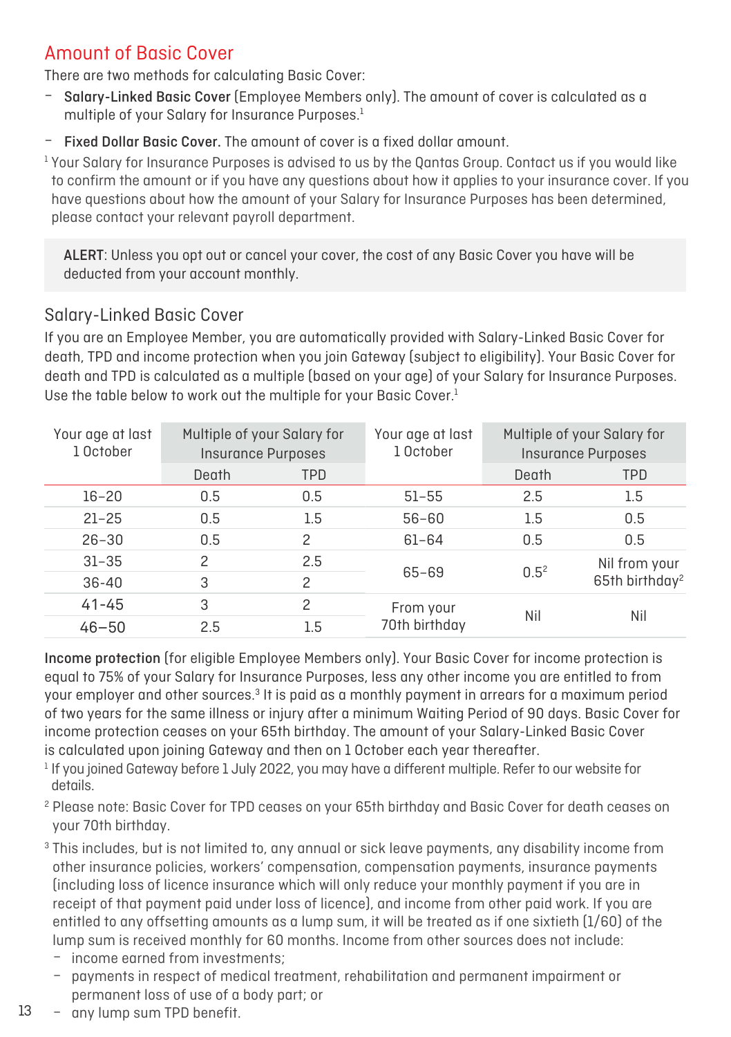## Amount of Basic Cover

There are two methods for calculating Basic Cover:

- **Salary-Linked Basic Cover** (Employee Members only). The amount of cover is calculated as a multiple of your Salary for Insurance Purposes.[1]
- **Fixed Dollar Basic Cover.** The amount of cover is a fixed dollar amount.

[1] Your Salary for Insurance Purposes is advised to us by the Qantas Group. Contact us if you would like to confirm the amount or if you have any questions about how it applies to your insurance cover. If you have questions about how the amount of your Salary for Insurance Purposes has been determined, please contact your relevant payroll department.

> **ALERT**: Unless you opt out or cancel your cover, the cost of any Basic Cover you have will be deducted from your account monthly.

### Salary-Linked Basic Cover

If you are an Employee Member, you are automatically provided with Salary-Linked Basic Cover for death, TPD and income protection when you join Gateway (subject to eligibility). Your Basic Cover for death and TPD is calculated as a multiple (based on your age) of your Salary for Insurance Purposes. Use the table below to work out the multiple for your Basic Cover.[1]

| Your age at last 1 October | Multiple of your Salary for Insurance Purposes | | Your age at last 1 October | Multiple of your Salary for Insurance Purposes | |
|---|---|---|---|---|---|
| | Death | TPD | | Death | TPD |
| 16–20 | 0.5 | 0.5 | 51–55 | 2.5 | 1.5 |
| 21–25 | 0.5 | 1.5 | 56–60 | 1.5 | 0.5 |
| 26–30 | 0.5 | 2 | 61–64 | 0.5 | 0.5 |
| 31–35 | 2 | 2.5 | 65–69 | 0.5[2] | Nil from your 65th birthday[2] |
| 36-40 | 3 | 2 | | | |
| 41-45 | 3 | 2 | From your 70th birthday | Nil | Nil |
| 46–50 | 2.5 | 1.5 | | | |

**Income protection** (for eligible Employee Members only). Your Basic Cover for income protection is equal to 75% of your Salary for Insurance Purposes, less any other income you are entitled to from your employer and other sources.[3] It is paid as a monthly payment in arrears for a maximum period of two years for the same illness or injury after a minimum Waiting Period of 90 days. Basic Cover for income protection ceases on your 65th birthday. The amount of your Salary-Linked Basic Cover is calculated upon joining Gateway and then on 1 October each year thereafter.

[1] If you joined Gateway before 1 July 2022, you may have a different multiple. Refer to our website for details.

[2] Please note: Basic Cover for TPD ceases on your 65th birthday and Basic Cover for death ceases on your 70th birthday.

[3] This includes, but is not limited to, any annual or sick leave payments, any disability income from other insurance policies, workers' compensation, compensation payments, insurance payments (including loss of licence insurance which will only reduce your monthly payment if you are in receipt of that payment paid under loss of licence), and income from other paid work. If you are entitled to any offsetting amounts as a lump sum, it will be treated as if one sixtieth (1/60) of the lump sum is received monthly for 60 months. Income from other sources does not include:

- income earned from investments;
- payments in respect of medical treatment, rehabilitation and permanent impairment or permanent loss of use of a body part; or
- any lump sum TPD benefit.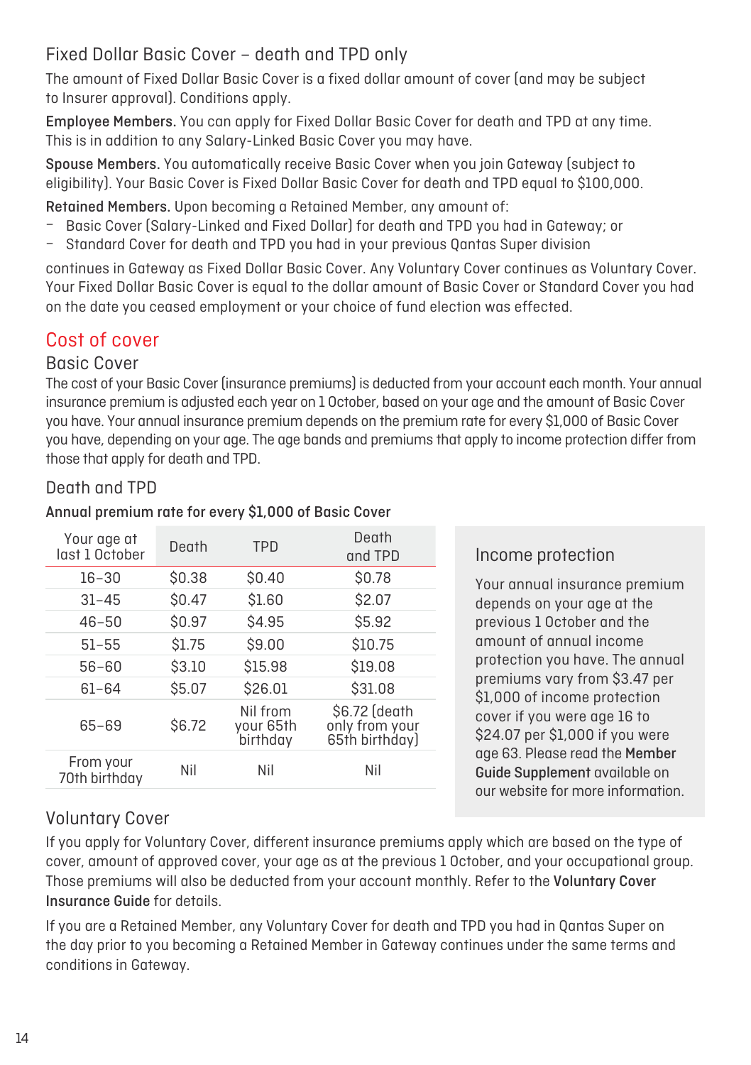## Fixed Dollar Basic Cover – death and TPD only

The amount of Fixed Dollar Basic Cover is a fixed dollar amount of cover (and may be subject to Insurer approval). Conditions apply.

**Employee Members.** You can apply for Fixed Dollar Basic Cover for death and TPD at any time. This is in addition to any Salary-Linked Basic Cover you may have.

**Spouse Members.** You automatically receive Basic Cover when you join Gateway (subject to eligibility). Your Basic Cover is Fixed Dollar Basic Cover for death and TPD equal to $100,000.

**Retained Members.** Upon becoming a Retained Member, any amount of:

- Basic Cover (Salary-Linked and Fixed Dollar) for death and TPD you had in Gateway; or
- Standard Cover for death and TPD you had in your previous Qantas Super division

continues in Gateway as Fixed Dollar Basic Cover. Any Voluntary Cover continues as Voluntary Cover. Your Fixed Dollar Basic Cover is equal to the dollar amount of Basic Cover or Standard Cover you had on the date you ceased employment or your choice of fund election was effected.

# Cost of cover

## Basic Cover

The cost of your Basic Cover (insurance premiums) is deducted from your account each month. Your annual insurance premium is adjusted each year on 1 October, based on your age and the amount of Basic Cover you have. Your annual insurance premium depends on the premium rate for every $1,000 of Basic Cover you have, depending on your age. The age bands and premiums that apply to income protection differ from those that apply for death and TPD.

### Death and TPD

**Annual premium rate for every $1,000 of Basic Cover**

| Your age at last 1 October | Death | TPD | Death and TPD |
|---|---|---|---|
| 16–30 | $0.38 | $0.40 | $0.78 |
| 31–45 | $0.47 | $1.60 | $2.07 |
| 46–50 | $0.97 | $4.95 | $5.92 |
| 51–55 | $1.75 | $9.00 | $10.75 |
| 56–60 | $3.10 | $15.98 | $19.08 |
| 61–64 | $5.07 | $26.01 | $31.08 |
| 65–69 | $6.72 | Nil from your 65th birthday | $6.72 (death only from your 65th birthday) |
| From your 70th birthday | Nil | Nil | Nil |

### Income protection

Your annual insurance premium depends on your age at the previous 1 October and the amount of annual income protection you have. The annual premiums vary from $3.47 per $1,000 of income protection cover if you were age 16 to $24.07 per $1,000 if you were age 63. Please read the **Member Guide Supplement** available on our website for more information.

## Voluntary Cover

If you apply for Voluntary Cover, different insurance premiums apply which are based on the type of cover, amount of approved cover, your age as at the previous 1 October, and your occupational group. Those premiums will also be deducted from your account monthly. Refer to the **Voluntary Cover Insurance Guide** for details.

If you are a Retained Member, any Voluntary Cover for death and TPD you had in Qantas Super on the day prior to you becoming a Retained Member in Gateway continues under the same terms and conditions in Gateway.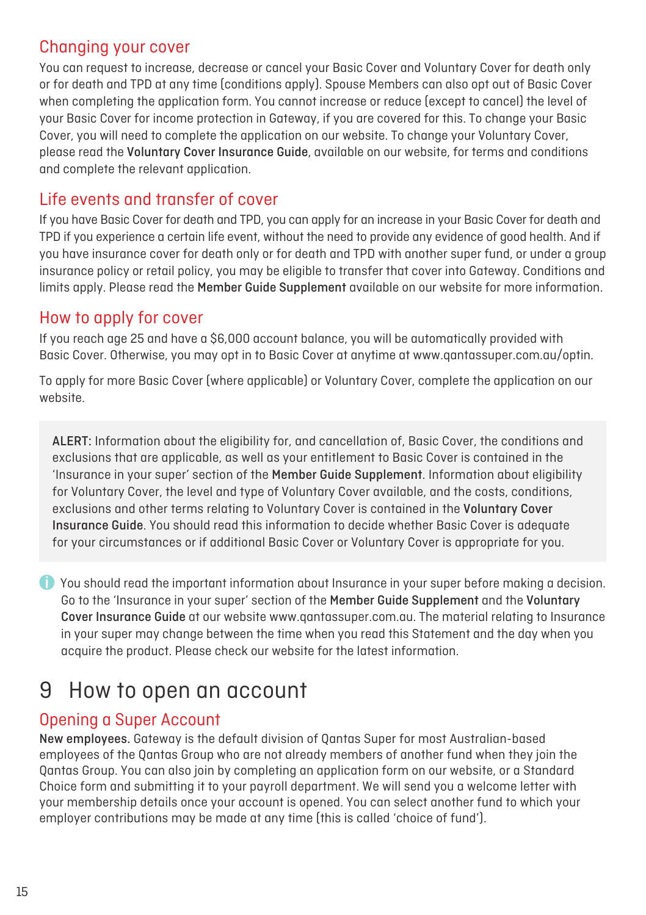## Changing your cover

You can request to increase, decrease or cancel your Basic Cover and Voluntary Cover for death only or for death and TPD at any time (conditions apply). Spouse Members can also opt out of Basic Cover when completing the application form. You cannot increase or reduce (except to cancel) the level of your Basic Cover for income protection in Gateway, if you are covered for this. To change your Basic Cover, you will need to complete the application on our website. To change your Voluntary Cover, please read the **Voluntary Cover Insurance Guide**, available on our website, for terms and conditions and complete the relevant application.

## Life events and transfer of cover

If you have Basic Cover for death and TPD, you can apply for an increase in your Basic Cover for death and TPD if you experience a certain life event, without the need to provide any evidence of good health. And if you have insurance cover for death only or for death and TPD with another super fund, or under a group insurance policy or retail policy, you may be eligible to transfer that cover into Gateway. Conditions and limits apply. Please read the **Member Guide Supplement** available on our website for more information.

## How to apply for cover

If you reach age 25 and have a $6,000 account balance, you will be automatically provided with Basic Cover. Otherwise, you may opt in to Basic Cover at anytime at www.qantassuper.com.au/optin.

To apply for more Basic Cover (where applicable) or Voluntary Cover, complete the application on our website.

> **ALERT:** Information about the eligibility for, and cancellation of, Basic Cover, the conditions and exclusions that are applicable, as well as your entitlement to Basic Cover is contained in the 'Insurance in your super' section of the **Member Guide Supplement**. Information about eligibility for Voluntary Cover, the level and type of Voluntary Cover available, and the costs, conditions, exclusions and other terms relating to Voluntary Cover is contained in the **Voluntary Cover Insurance Guide**. You should read this information to decide whether Basic Cover is adequate for your circumstances or if additional Basic Cover or Voluntary Cover is appropriate for you.

You should read the important information about Insurance in your super before making a decision. Go to the 'Insurance in your super' section of the **Member Guide Supplement** and the **Voluntary Cover Insurance Guide** at our website www.qantassuper.com.au. The material relating to Insurance in your super may change between the time when you read this Statement and the day when you acquire the product. Please check our website for the latest information.

# 9 How to open an account

## Opening a Super Account

**New employees.** Gateway is the default division of Qantas Super for most Australian-based employees of the Qantas Group who are not already members of another fund when they join the Qantas Group. You can also join by completing an application form on our website, or a Standard Choice form and submitting it to your payroll department. We will send you a welcome letter with your membership details once your account is opened. You can select another fund to which your employer contributions may be made at any time (this is called 'choice of fund').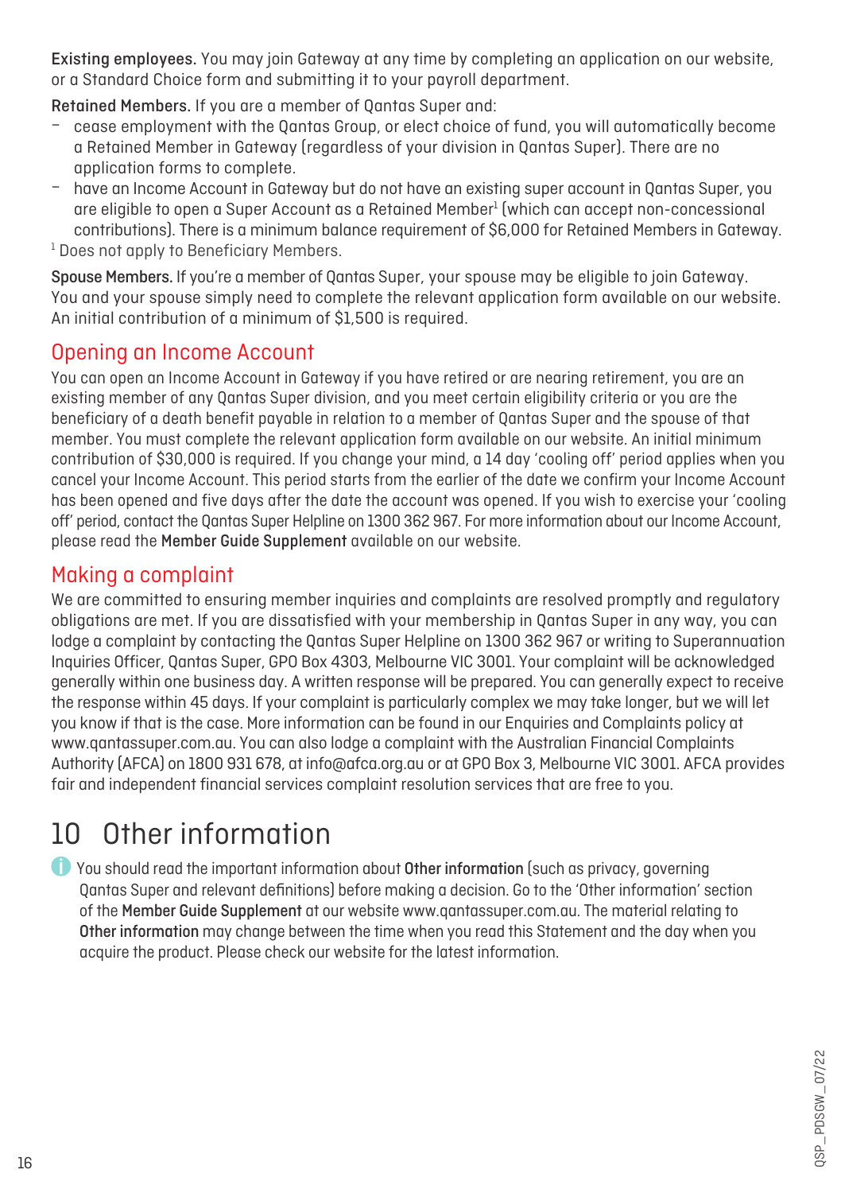**Existing employees.** You may join Gateway at any time by completing an application on our website, or a Standard Choice form and submitting it to your payroll department.

**Retained Members.** If you are a member of Qantas Super and:

- cease employment with the Qantas Group, or elect choice of fund, you will automatically become a Retained Member in Gateway (regardless of your division in Qantas Super). There are no application forms to complete.
- have an Income Account in Gateway but do not have an existing super account in Qantas Super, you are eligible to open a Super Account as a Retained Member[1] (which can accept non-concessional contributions). There is a minimum balance requirement of $6,000 for Retained Members in Gateway.

[1] Does not apply to Beneficiary Members.

**Spouse Members.** If you're a member of Qantas Super, your spouse may be eligible to join Gateway. You and your spouse simply need to complete the relevant application form available on our website. An initial contribution of a minimum of $1,500 is required.

## Opening an Income Account

You can open an Income Account in Gateway if you have retired or are nearing retirement, you are an existing member of any Qantas Super division, and you meet certain eligibility criteria or you are the beneficiary of a death benefit payable in relation to a member of Qantas Super and the spouse of that member. You must complete the relevant application form available on our website. An initial minimum contribution of $30,000 is required. If you change your mind, a 14 day 'cooling off' period applies when you cancel your Income Account. This period starts from the earlier of the date we confirm your Income Account has been opened and five days after the date the account was opened. If you wish to exercise your 'cooling off' period, contact the Qantas Super Helpline on 1300 362 967. For more information about our Income Account, please read the **Member Guide Supplement** available on our website.

## Making a complaint

We are committed to ensuring member inquiries and complaints are resolved promptly and regulatory obligations are met. If you are dissatisfied with your membership in Qantas Super in any way, you can lodge a complaint by contacting the Qantas Super Helpline on 1300 362 967 or writing to Superannuation Inquiries Officer, Qantas Super, GPO Box 4303, Melbourne VIC 3001. Your complaint will be acknowledged generally within one business day. A written response will be prepared. You can generally expect to receive the response within 45 days. If your complaint is particularly complex we may take longer, but we will let you know if that is the case. More information can be found in our Enquiries and Complaints policy at www.qantassuper.com.au. You can also lodge a complaint with the Australian Financial Complaints Authority (AFCA) on 1800 931 678, at info@afca.org.au or at GPO Box 3, Melbourne VIC 3001. AFCA provides fair and independent financial services complaint resolution services that are free to you.

# 10 Other information

You should read the important information about **Other information** (such as privacy, governing Qantas Super and relevant definitions) before making a decision. Go to the 'Other information' section of the **Member Guide Supplement** at our website www.qantassuper.com.au. The material relating to **Other information** may change between the time when you read this Statement and the day when you acquire the product. Please check our website for the latest information.

QSP_PDSGW_07/22